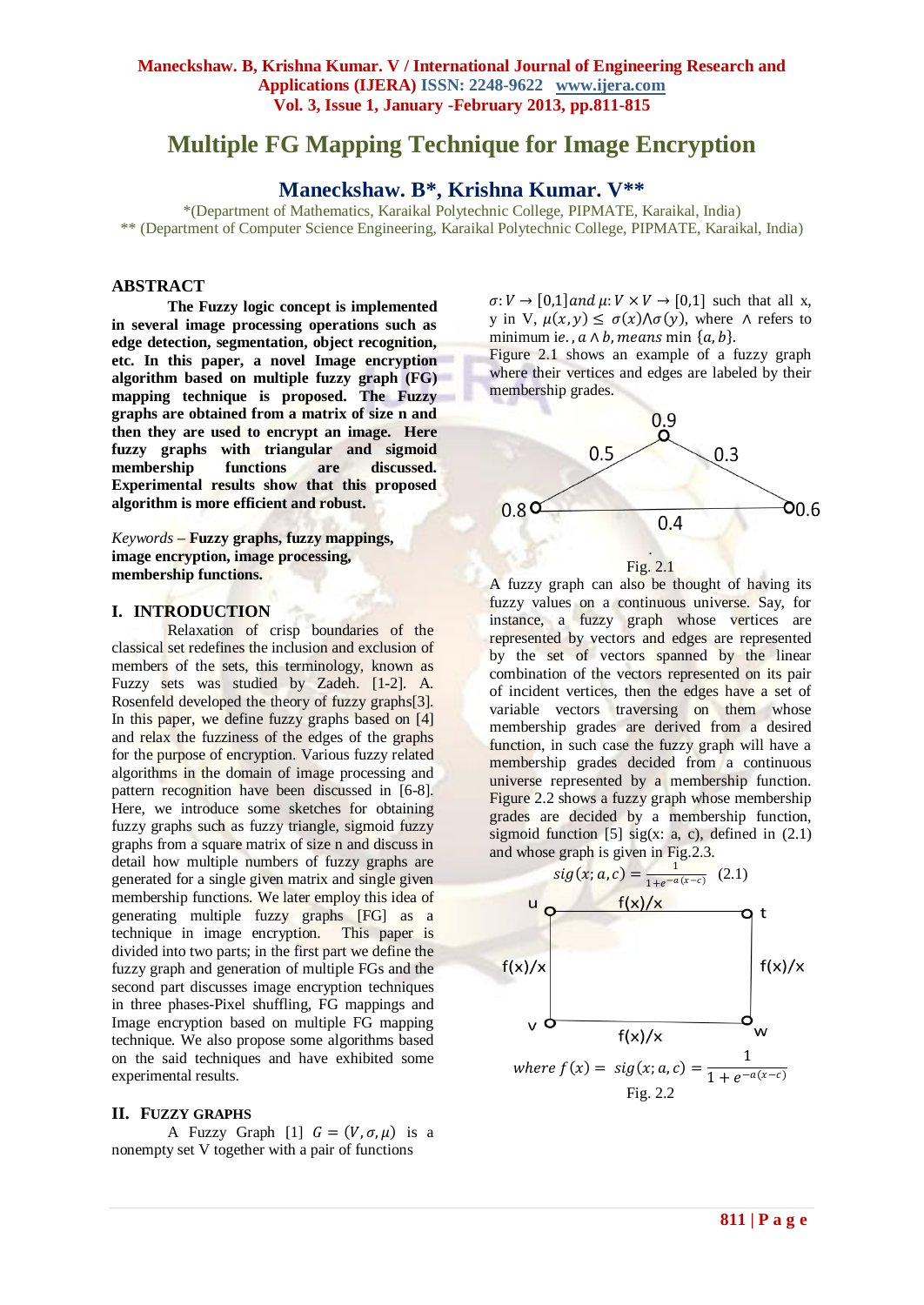# Multiple FG Mapping Technique for Image Encryption

## Maneckshaw. B*, Krishna Kumar. V**

*(Department of Mathematics, Karaikal Polytechnic College, PIPMATE, Karaikal, India)
** (Department of Computer Science Engineering, Karaikal Polytechnic College, PIPMATE, Karaikal, India)

### ABSTRACT

**The Fuzzy logic concept is implemented in several image processing operations such as edge detection, segmentation, object recognition, etc. In this paper, a novel Image encryption algorithm based on multiple fuzzy graph (FG) mapping technique is proposed. The Fuzzy graphs are obtained from a matrix of size n and then they are used to encrypt an image. Here fuzzy graphs with triangular and sigmoid membership functions are discussed. Experimental results show that this proposed algorithm is more efficient and robust.**

*Keywords* – **Fuzzy graphs, fuzzy mappings, image encryption, image processing, membership functions.**

### I. INTRODUCTION

Relaxation of crisp boundaries of the classical set redefines the inclusion and exclusion of members of the sets, this terminology, known as Fuzzy sets was studied by Zadeh. [1-2]. A. Rosenfeld developed the theory of fuzzy graphs[3]. In this paper, we define fuzzy graphs based on [4] and relax the fuzziness of the edges of the graphs for the purpose of encryption. Various fuzzy related algorithms in the domain of image processing and pattern recognition have been discussed in [6-8]. Here, we introduce some sketches for obtaining fuzzy graphs such as fuzzy triangle, sigmoid fuzzy graphs from a square matrix of size n and discuss in detail how multiple numbers of fuzzy graphs are generated for a single given matrix and single given membership functions. We later employ this idea of generating multiple fuzzy graphs [FG] as a technique in image encryption. This paper is divided into two parts; in the first part we define the fuzzy graph and generation of multiple FGs and the second part discusses image encryption techniques in three phases-Pixel shuffling, FG mappings and Image encryption based on multiple FG mapping technique. We also propose some algorithms based on the said techniques and have exhibited some experimental results.

### II. FUZZY GRAPHS

A Fuzzy Graph [1] $G = (V, \sigma, \mu)$ is a nonempty set V together with a pair of functions $\sigma: V \to [0,1]$ *and* $\mu: V \times V \to [0,1]$ such that all x, y in V, $\mu(x, y) \leq \sigma(x) \wedge \sigma(y)$, where $\wedge$ refers to minimum ie., $a \wedge b$, *means* min $\{a, b\}$.

Figure 2.1 shows an example of a fuzzy graph where their vertices and edges are labeled by their membership grades.

Fig. 2.1

A fuzzy graph can also be thought of having its fuzzy values on a continuous universe. Say, for instance, a fuzzy graph whose vertices are represented by vectors and edges are represented by the set of vectors spanned by the linear combination of the vectors represented on its pair of incident vertices, then the edges have a set of variable vectors traversing on them whose membership grades are derived from a desired function, in such case the fuzzy graph will have a membership grades decided from a continuous universe represented by a membership function. Figure 2.2 shows a fuzzy graph whose membership grades are decided by a membership function, sigmoid function [5] sig(x: a, c), defined in (2.1) and whose graph is given in Fig.2.3.

$$sig(x; a, c) = \frac{1}{1+e^{-a(x-c)}} \quad (2.1)$$

$$where\ f(x) = sig(x; a, c) = \frac{1}{1+e^{-a(x-c)}}$$

Fig. 2.2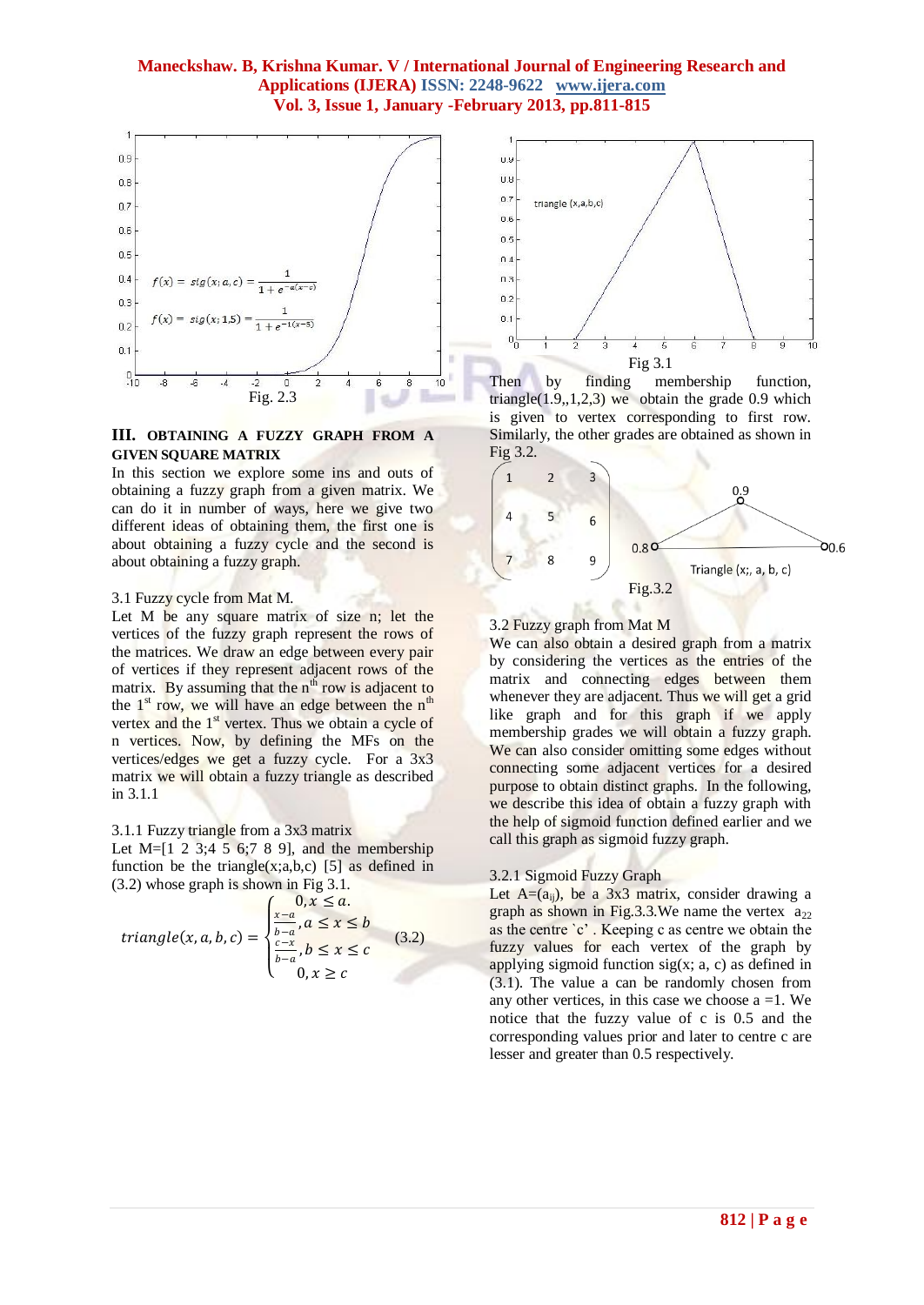Fig. 2.3

## III. OBTAINING A FUZZY GRAPH FROM A GIVEN SQUARE MATRIX

In this section we explore some ins and outs of obtaining a fuzzy graph from a given matrix. We can do it in number of ways, here we give two different ideas of obtaining them, the first one is about obtaining a fuzzy cycle and the second is about obtaining a fuzzy graph.

3.1 Fuzzy cycle from Mat M.

Let M be any square matrix of size n; let the vertices of the fuzzy graph represent the rows of the matrices. We draw an edge between every pair of vertices if they represent adjacent rows of the matrix. By assuming that the n[th] row is adjacent to the 1[st] row, we will have an edge between the n[th] vertex and the 1[st] vertex. Thus we obtain a cycle of n vertices. Now, by defining the MFs on the vertices/edges we get a fuzzy cycle. For a 3x3 matrix we will obtain a fuzzy triangle as described in 3.1.1

3.1.1 Fuzzy triangle from a 3x3 matrix

Let M=[1 2 3;4 5 6;7 8 9], and the membership function be the triangle(x;a,b,c) [5] as defined in (3.2) whose graph is shown in Fig 3.1.

$$triangle(x, a, b, c) = \begin{cases} 0, x \leq a. \\ \frac{x-a}{b-a}, a \leq x \leq b \\ \frac{c-x}{b-a}, b \leq x \leq c \\ 0, x \geq c \end{cases} \qquad (3.2)$$

Fig 3.1

Then by finding membership function, triangle(1.9,,1,2,3) we obtain the grade 0.9 which is given to vertex corresponding to first row. Similarly, the other grades are obtained as shown in Fig 3.2.

Fig.3.2

3.2 Fuzzy graph from Mat M

We can also obtain a desired graph from a matrix by considering the vertices as the entries of the matrix and connecting edges between them whenever they are adjacent. Thus we will get a grid like graph and for this graph if we apply membership grades we will obtain a fuzzy graph. We can also consider omitting some edges without connecting some adjacent vertices for a desired purpose to obtain distinct graphs. In the following, we describe this idea of obtain a fuzzy graph with the help of sigmoid function defined earlier and we call this graph as sigmoid fuzzy graph.

3.2.1 Sigmoid Fuzzy Graph

Let $A=(a_{ij})$, be a 3x3 matrix, consider drawing a graph as shown in Fig.3.3.We name the vertex $a_{22}$ as the centre 'c' . Keeping c as centre we obtain the fuzzy values for each vertex of the graph by applying sigmoid function sig(x; a, c) as defined in (3.1). The value a can be randomly chosen from any other vertices, in this case we choose a =1. We notice that the fuzzy value of c is 0.5 and the corresponding values prior and later to centre c are lesser and greater than 0.5 respectively.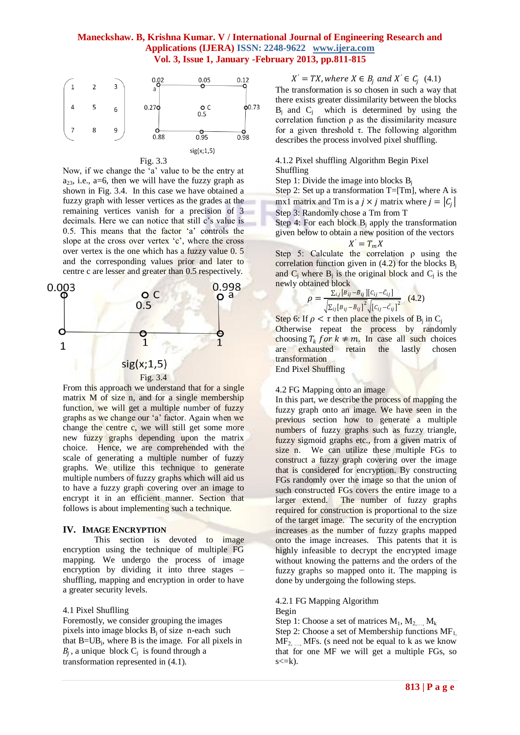Fig. 3.3

Now, if we change the 'a' value to be the entry at $a_{23}$, i.e., a=6, then we will have the fuzzy graph as shown in Fig. 3.4. In this case we have obtained a fuzzy graph with lesser vertices as the grades at the remaining vertices vanish for a precision of 3 decimals. Here we can notice that still c's value is 0.5. This means that the factor 'a' controls the slope at the cross over vertex 'c', where the cross over vertex is the one which has a fuzzy value 0. 5 and the corresponding values prior and later to centre c are lesser and greater than 0.5 respectively.

Fig. 3.4

From this approach we understand that for a single matrix M of size n, and for a single membership function, we will get a multiple number of fuzzy graphs as we change our 'a' factor. Again when we change the centre c, we will still get some more new fuzzy graphs depending upon the matrix choice. Hence, we are comprehended with the scale of generating a multiple number of fuzzy graphs. We utilize this technique to generate multiple numbers of fuzzy graphs which will aid us to have a fuzzy graph covering over an image to encrypt it in an efficient manner. Section that follows is about implementing such a technique.

## IV. Image Encryption

This section is devoted to image encryption using the technique of multiple FG mapping. We undergo the process of image encryption by dividing it into three stages – shuffling, mapping and encryption in order to have a greater security levels.

### 4.1 Pixel Shuffling

Foremostly, we consider grouping the images pixels into image blocks $B_j$ of size n-each such that $B=UB_j$, where B is the image. For all pixels in $B_j$, a unique block $C_j$ is found through a transformation represented in (4.1).

$$X' = TX, where\ X \in B_j\ and\ X' \in C_j \quad (4.1)$$

The transformation is so chosen in such a way that there exists greater dissimilarity between the blocks $B_j$ and $C_j$ which is determined by using the correlation function ρ as the dissimilarity measure for a given threshold τ. The following algorithm describes the process involved pixel shuffling.

#### 4.1.2 Pixel shuffling Algorithm Begin Pixel Shuffling

Step 1: Divide the image into blocks $B_j$

Step 2: Set up a transformation T=[Tm], where A is mx1 matrix and Tm is a $j \times j$ matrix where $j = |C_j|$

Step 3: Randomly chose a Tm from T

Step 4: For each block $B_j$ apply the transformation given below to obtain a new position of the vectors

$$X' = T_m X$$

Step 5: Calculate the correlation ρ using the correlation function given in (4.2) for the blocks $B_j$ and $C_j$ where $B_j$ is the original block and $C_j$ is the newly obtained block

$$\rho = \frac{\sum_{i,j}[B_{ij} - \bar{B}_{ij}][C_{ij} - \bar{C}_{ij}]}{\sqrt{\sum_{ij}[B_{ij} - \bar{B}_{ij}]^2}\sqrt{[C_{ij} - \bar{C}_{ij}]^2}} \quad (4.2)$$

Step 6: If $\rho < \tau$ then place the pixels of $B_j$ in $C_j$

Otherwise repeat the process by randomly choosing $T_k\ for\ k \neq m$. In case all such choices are exhausted retain the lastly chosen transformation

End Pixel Shuffling

### 4.2 FG Mapping onto an image

In this part, we describe the process of mapping the fuzzy graph onto an image. We have seen in the previous section how to generate a multiple numbers of fuzzy graphs such as fuzzy triangle, fuzzy sigmoid graphs etc., from a given matrix of size n. We can utilize these multiple FGs to construct a fuzzy graph covering over the image that is considered for encryption. By constructing FGs randomly over the image so that the union of such constructed FGs covers the entire image to a larger extend. The number of fuzzy graphs required for construction is proportional to the size of the target image. The security of the encryption increases as the number of fuzzy graphs mapped onto the image increases. This patents that it is highly infeasible to decrypt the encrypted image without knowing the patterns and the orders of the fuzzy graphs so mapped onto it. The mapping is done by undergoing the following steps.

#### 4.2.1 FG Mapping Algorithm

Begin

Step 1: Choose a set of matrices $M_1, M_2, ..., M_k$

Step 2: Choose a set of Membership functions $MF_1, MF_2, ..., MFs$. (s need not be equal to k as we know that for one MF we will get a multiple FGs, so s<=k).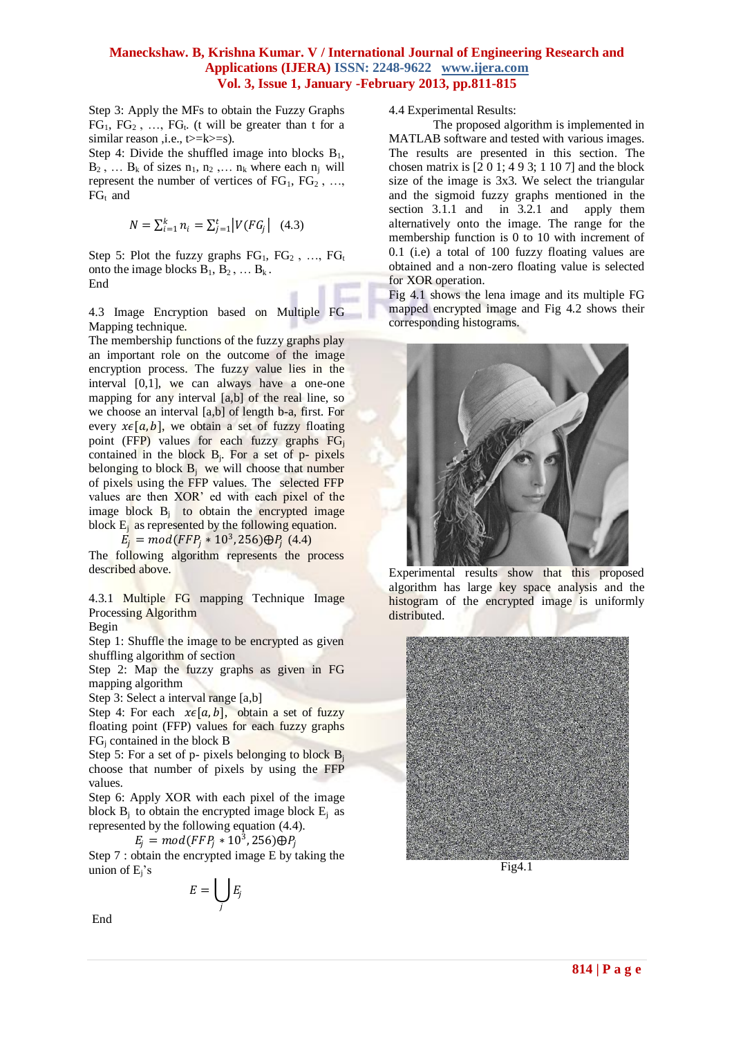Step 3: Apply the MFs to obtain the Fuzzy Graphs $FG_1$, $FG_2$ , …, $FG_t$. (t will be greater than t for a similar reason ,i.e., t>=k>=s).

Step 4: Divide the shuffled image into blocks $B_1$, $B_2$ , … $B_k$ of sizes $n_1$, $n_2$ ,… $n_k$ where each $n_j$ will represent the number of vertices of $FG_1$, $FG_2$ , …, $FG_t$ and

$$N = \sum_{i=1}^{k} n_i = \sum_{j=1}^{t} |V(FG_j)| \quad (4.3)$$

Step 5: Plot the fuzzy graphs $FG_1$, $FG_2$ , …, $FG_t$ onto the image blocks $B_1$, $B_2$ , … $B_k$ .

End

4.3 Image Encryption based on Multiple FG Mapping technique.

The membership functions of the fuzzy graphs play an important role on the outcome of the image encryption process. The fuzzy value lies in the interval [0,1], we can always have a one-one mapping for any interval [a,b] of the real line, so we choose an interval [a,b] of length b-a, first. For every $x \epsilon [a,b]$, we obtain a set of fuzzy floating point (FFP) values for each fuzzy graphs $FG_j$ contained in the block $B_j$. For a set of p- pixels belonging to block $B_j$ we will choose that number of pixels using the FFP values. The selected FFP values are then XOR' ed with each pixel of the image block $B_j$ to obtain the encrypted image block $E_j$ as represented by the following equation.

$$E_j = mod(FFP_j * 10^3, 256) \oplus P_j \quad (4.4)$$

The following algorithm represents the process described above.

4.3.1 Multiple FG mapping Technique Image Processing Algorithm

Begin

Step 1: Shuffle the image to be encrypted as given shuffling algorithm of section

Step 2: Map the fuzzy graphs as given in FG mapping algorithm

Step 3: Select a interval range [a,b]

Step 4: For each $x \epsilon [a,b]$, obtain a set of fuzzy floating point (FFP) values for each fuzzy graphs $FG_j$ contained in the block B

Step 5: For a set of p- pixels belonging to block $B_j$ choose that number of pixels by using the FFP values.

Step 6: Apply XOR with each pixel of the image block $B_j$ to obtain the encrypted image block $E_j$ as represented by the following equation (4.4).

$$E_j = mod(FFP_j * 10^3, 256) \oplus P_j$$

Step 7 : obtain the encrypted image E by taking the union of $E_j$'s

$$E = \bigcup_j E_j$$

End

4.4 Experimental Results:

The proposed algorithm is implemented in MATLAB software and tested with various images. The results are presented in this section. The chosen matrix is [2 0 1; 4 9 3; 1 10 7] and the block size of the image is 3x3. We select the triangular and the sigmoid fuzzy graphs mentioned in the section 3.1.1 and in 3.2.1 and apply them alternatively onto the image. The range for the membership function is 0 to 10 with increment of 0.1 (i.e) a total of 100 fuzzy floating values are obtained and a non-zero floating value is selected for XOR operation.

Fig 4.1 shows the lena image and its multiple FG mapped encrypted image and Fig 4.2 shows their corresponding histograms.

Experimental results show that this proposed algorithm has large key space analysis and the histogram of the encrypted image is uniformly distributed.

Fig4.1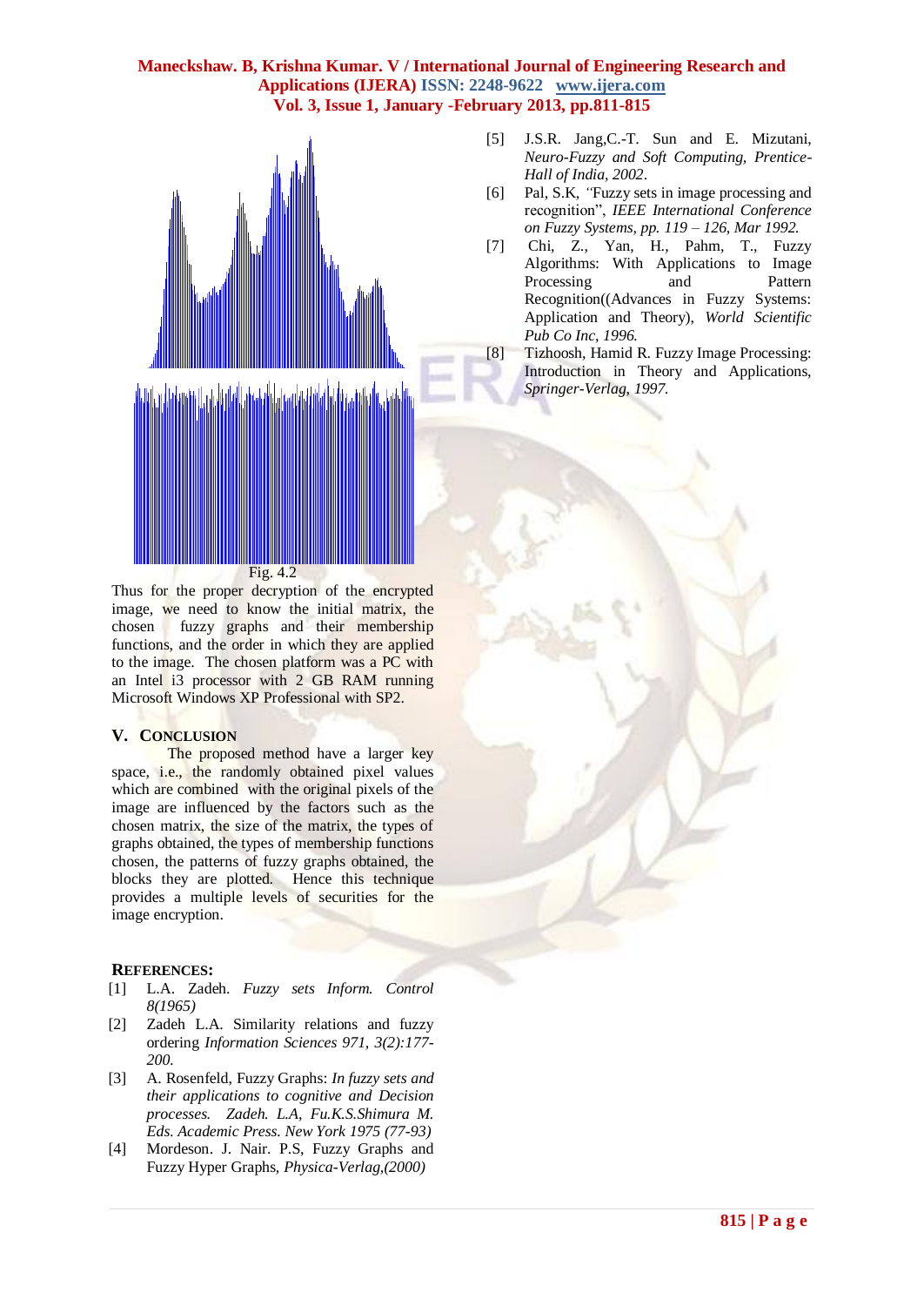Fig. 4.2

Thus for the proper decryption of the encrypted image, we need to know the initial matrix, the chosen fuzzy graphs and their membership functions, and the order in which they are applied to the image. The chosen platform was a PC with an Intel i3 processor with 2 GB RAM running Microsoft Windows XP Professional with SP2.

## V. CONCLUSION

The proposed method have a larger key space, i.e., the randomly obtained pixel values which are combined with the original pixels of the image are influenced by the factors such as the chosen matrix, the size of the matrix, the types of graphs obtained, the types of membership functions chosen, the patterns of fuzzy graphs obtained, the blocks they are plotted. Hence this technique provides a multiple levels of securities for the image encryption.

## REFERENCES:

[1] L.A. Zadeh. *Fuzzy sets Inform. Control 8(1965)*

[2] Zadeh L.A. Similarity relations and fuzzy ordering *Information Sciences 971, 3(2):177-200.*

[3] A. Rosenfeld, Fuzzy Graphs: *In fuzzy sets and their applications to cognitive and Decision processes. Zadeh. L.A, Fu.K.S.Shimura M. Eds. Academic Press. New York 1975 (77-93)*

[4] Mordeson. J. Nair. P.S, Fuzzy Graphs and Fuzzy Hyper Graphs, *Physica-Verlag,(2000)*

[5] J.S.R. Jang,C.-T. Sun and E. Mizutani, *Neuro-Fuzzy and Soft Computing, Prentice-Hall of India, 2002*.

[6] Pal, S.K, "Fuzzy sets in image processing and recognition", *IEEE International Conference on Fuzzy Systems, pp. 119 – 126, Mar 1992.*

[7] Chi, Z., Yan, H., Pahm, T., Fuzzy Algorithms: With Applications to Image Processing and Pattern Recognition((Advances in Fuzzy Systems: Application and Theory), *World Scientific Pub Co Inc, 1996.*

[8] Tizhoosh, Hamid R. Fuzzy Image Processing: Introduction in Theory and Applications, *Springer-Verlag, 1997.*